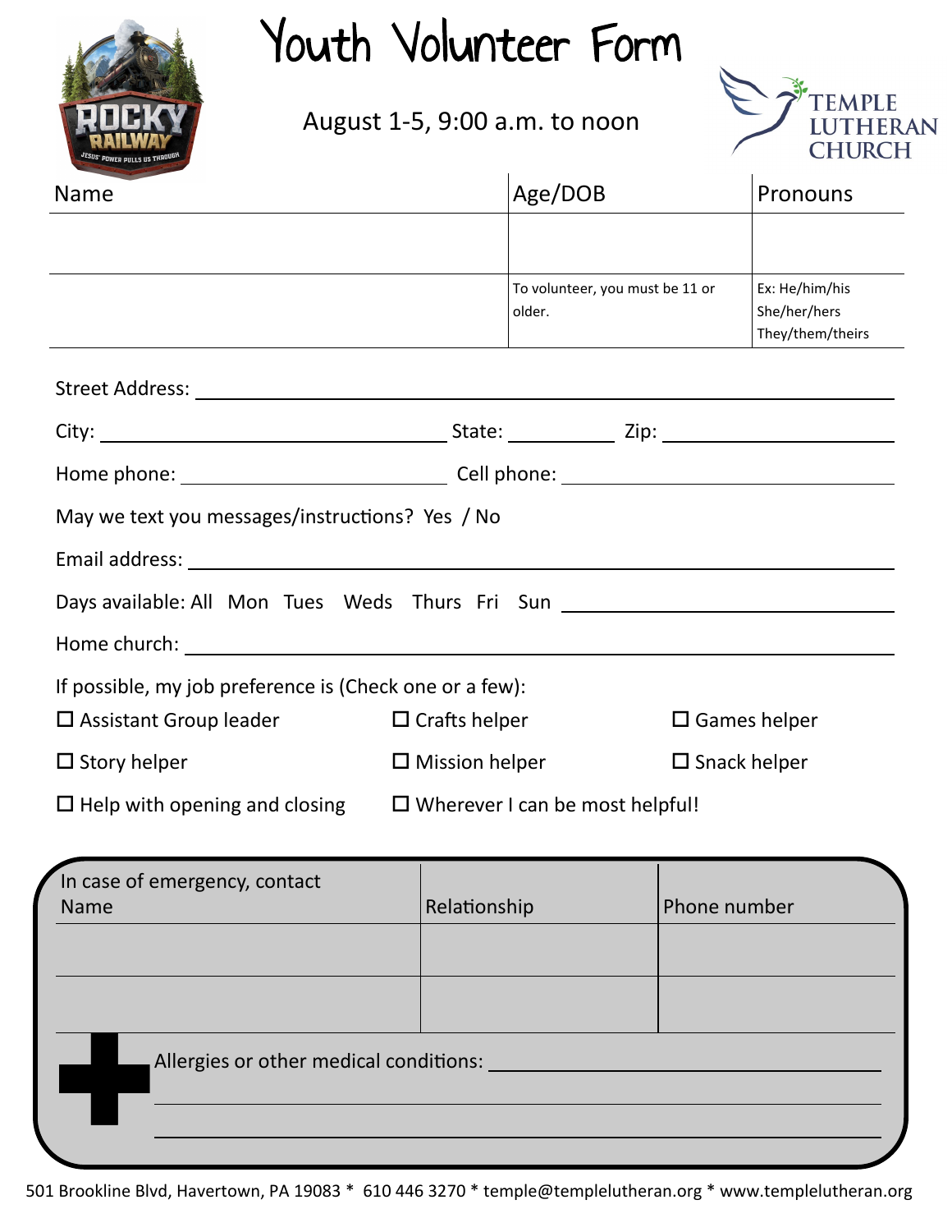# Youth Volunteer Form

August 1-5, 9:00 a.m. to noon

TEMPLE LUTHERAN CHURCH

| Name | Age/DOB | Pronouns |
|---|---|---|
| | | |
| | To volunteer, you must be 11 or older. | Ex: He/him/his She/her/hers They/them/theirs |

Street Address: ______________________________________________

City: ______________________ State: __________ Zip: ______________

Home phone: ____________________ Cell phone: ____________________

May we text you messages/instructions? Yes / No

Email address: ______________________________________________

Days available: All Mon Tues Weds Thurs Fri Sun ____________________

Home church: ______________________________________________

If possible, my job preference is (Check one or a few):

- ☐ Assistant Group leader
- ☐ Crafts helper
- ☐ Games helper
- ☐ Story helper
- ☐ Mission helper
- ☐ Snack helper
- ☐ Help with opening and closing
- ☐ Wherever I can be most helpful!

| In case of emergency, contact Name | Relationship | Phone number |
|---|---|---|
| | | |
| | | |

Allergies or other medical conditions: ______________________________

______________________________________________

______________________________________________

501 Brookline Blvd, Havertown, PA 19083 * 610 446 3270 * temple@templelutheran.org * www.templelutheran.org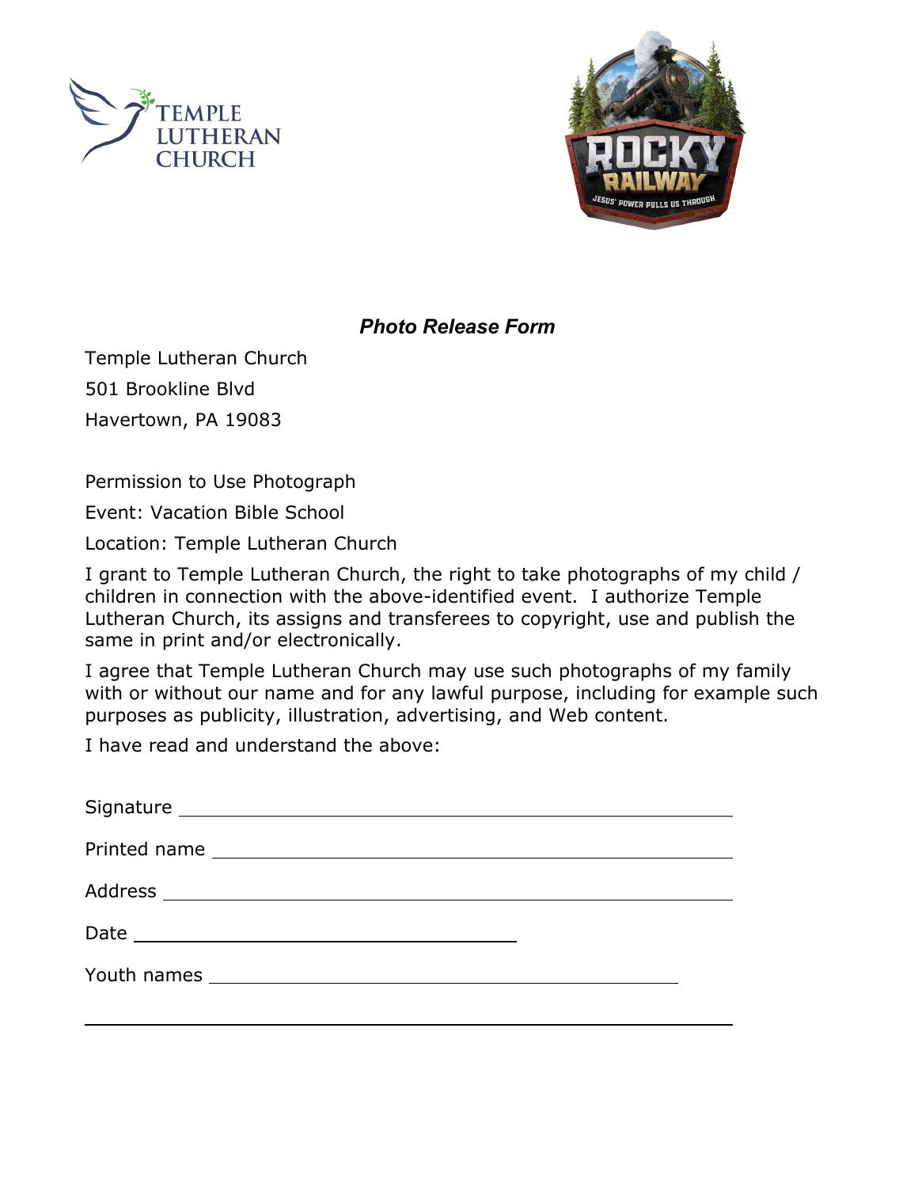TEMPLE LUTHERAN CHURCH

ROCKY RAILWAY
JESUS' POWER PULLS US THROUGH

### *Photo Release Form*

Temple Lutheran Church

501 Brookline Blvd

Havertown, PA 19083

Permission to Use Photograph

Event: Vacation Bible School

Location: Temple Lutheran Church

I grant to Temple Lutheran Church, the right to take photographs of my child / children in connection with the above-identified event. I authorize Temple Lutheran Church, its assigns and transferees to copyright, use and publish the same in print and/or electronically.

I agree that Temple Lutheran Church may use such photographs of my family with or without our name and for any lawful purpose, including for example such purposes as publicity, illustration, advertising, and Web content.

I have read and understand the above:

Signature ______________________________________________

Printed name ___________________________________________

Address _______________________________________________

Date ____________________________

Youth names ____________________________________________

________________________________________________________